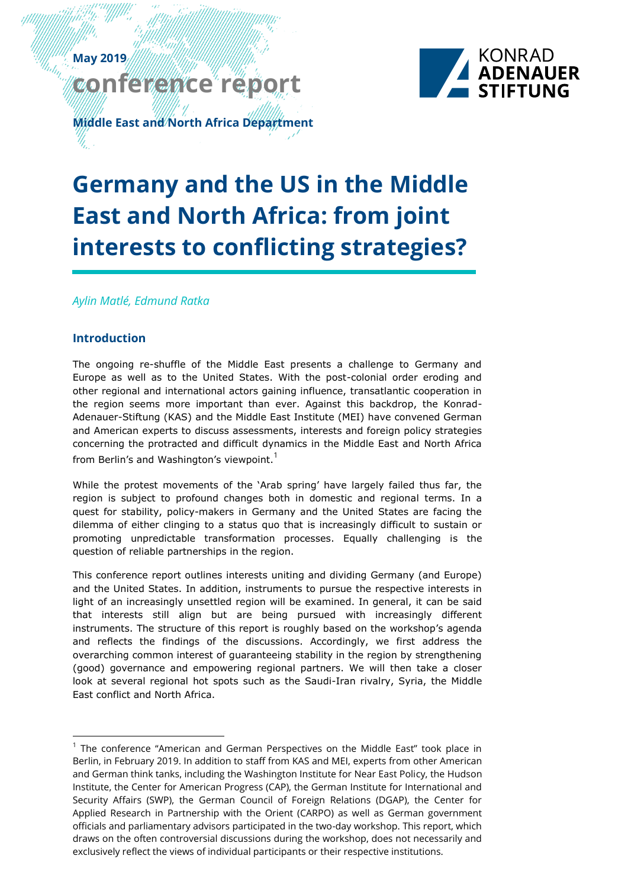May 2019

conference report

Middle East and North Africa Department

KONRAD ADENAUER STIFTUNG

# Germany and the US in the Middle East and North Africa: from joint interests to conflicting strategies?

*Aylin Matlé, Edmund Ratka*

## Introduction

The ongoing re-shuffle of the Middle East presents a challenge to Germany and Europe as well as to the United States. With the post-colonial order eroding and other regional and international actors gaining influence, transatlantic cooperation in the region seems more important than ever. Against this backdrop, the Konrad-Adenauer-Stiftung (KAS) and the Middle East Institute (MEI) have convened German and American experts to discuss assessments, interests and foreign policy strategies concerning the protracted and difficult dynamics in the Middle East and North Africa from Berlin's and Washington's viewpoint.[1]

While the protest movements of the 'Arab spring' have largely failed thus far, the region is subject to profound changes both in domestic and regional terms. In a quest for stability, policy-makers in Germany and the United States are facing the dilemma of either clinging to a status quo that is increasingly difficult to sustain or promoting unpredictable transformation processes. Equally challenging is the question of reliable partnerships in the region.

This conference report outlines interests uniting and dividing Germany (and Europe) and the United States. In addition, instruments to pursue the respective interests in light of an increasingly unsettled region will be examined. In general, it can be said that interests still align but are being pursued with increasingly different instruments. The structure of this report is roughly based on the workshop's agenda and reflects the findings of the discussions. Accordingly, we first address the overarching common interest of guaranteeing stability in the region by strengthening (good) governance and empowering regional partners. We will then take a closer look at several regional hot spots such as the Saudi-Iran rivalry, Syria, the Middle East conflict and North Africa.

[1] The conference "American and German Perspectives on the Middle East" took place in Berlin, in February 2019. In addition to staff from KAS and MEI, experts from other American and German think tanks, including the Washington Institute for Near East Policy, the Hudson Institute, the Center for American Progress (CAP), the German Institute for International and Security Affairs (SWP), the German Council of Foreign Relations (DGAP), the Center for Applied Research in Partnership with the Orient (CARPO) as well as German government officials and parliamentary advisors participated in the two-day workshop. This report, which draws on the often controversial discussions during the workshop, does not necessarily and exclusively reflect the views of individual participants or their respective institutions.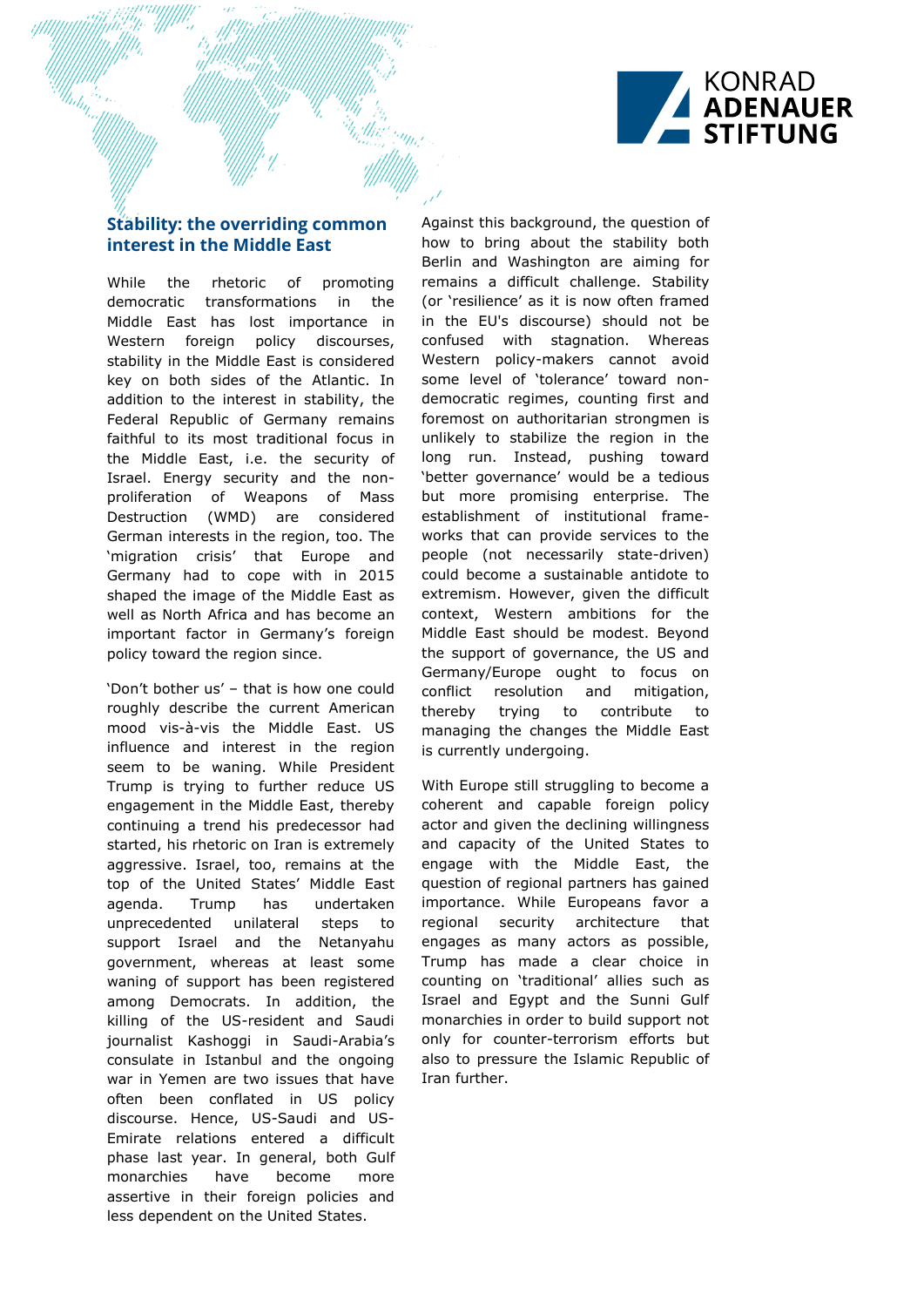## Stability: the overriding common interest in the Middle East

While the rhetoric of promoting democratic transformations in the Middle East has lost importance in Western foreign policy discourses, stability in the Middle East is considered key on both sides of the Atlantic. In addition to the interest in stability, the Federal Republic of Germany remains faithful to its most traditional focus in the Middle East, i.e. the security of Israel. Energy security and the non-proliferation of Weapons of Mass Destruction (WMD) are considered German interests in the region, too. The 'migration crisis' that Europe and Germany had to cope with in 2015 shaped the image of the Middle East as well as North Africa and has become an important factor in Germany's foreign policy toward the region since.

'Don't bother us' – that is how one could roughly describe the current American mood vis-à-vis the Middle East. US influence and interest in the region seem to be waning. While President Trump is trying to further reduce US engagement in the Middle East, thereby continuing a trend his predecessor had started, his rhetoric on Iran is extremely aggressive. Israel, too, remains at the top of the United States' Middle East agenda. Trump has undertaken unprecedented unilateral steps to support Israel and the Netanyahu government, whereas at least some waning of support has been registered among Democrats. In addition, the killing of the US-resident and Saudi journalist Kashoggi in Saudi-Arabia's consulate in Istanbul and the ongoing war in Yemen are two issues that have often been conflated in US policy discourse. Hence, US-Saudi and US-Emirate relations entered a difficult phase last year. In general, both Gulf monarchies have become more assertive in their foreign policies and less dependent on the United States.

Against this background, the question of how to bring about the stability both Berlin and Washington are aiming for remains a difficult challenge. Stability (or 'resilience' as it is now often framed in the EU's discourse) should not be confused with stagnation. Whereas Western policy-makers cannot avoid some level of 'tolerance' toward non-democratic regimes, counting first and foremost on authoritarian strongmen is unlikely to stabilize the region in the long run. Instead, pushing toward 'better governance' would be a tedious but more promising enterprise. The establishment of institutional frameworks that can provide services to the people (not necessarily state-driven) could become a sustainable antidote to extremism. However, given the difficult context, Western ambitions for the Middle East should be modest. Beyond the support of governance, the US and Germany/Europe ought to focus on conflict resolution and mitigation, thereby trying to contribute to managing the changes the Middle East is currently undergoing.

With Europe still struggling to become a coherent and capable foreign policy actor and given the declining willingness and capacity of the United States to engage with the Middle East, the question of regional partners has gained importance. While Europeans favor a regional security architecture that engages as many actors as possible, Trump has made a clear choice in counting on 'traditional' allies such as Israel and Egypt and the Sunni Gulf monarchies in order to build support not only for counter-terrorism efforts but also to pressure the Islamic Republic of Iran further.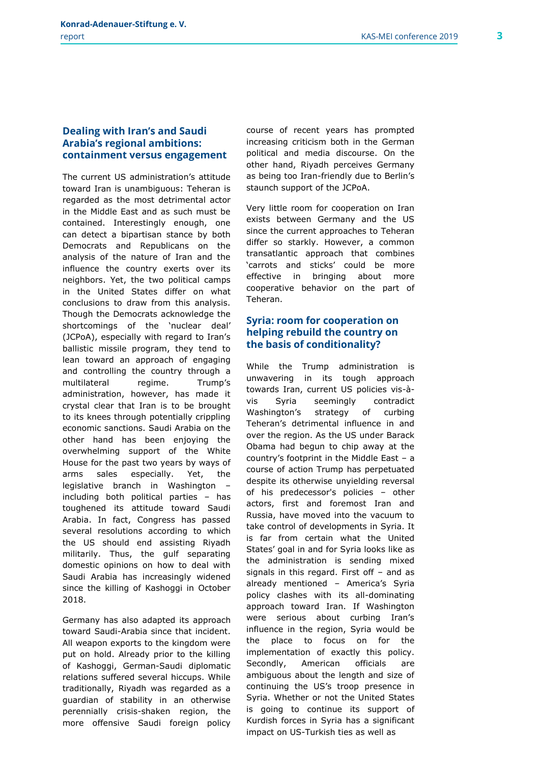## Dealing with Iran's and Saudi Arabia's regional ambitions: containment versus engagement

The current US administration's attitude toward Iran is unambiguous: Teheran is regarded as the most detrimental actor in the Middle East and as such must be contained. Interestingly enough, one can detect a bipartisan stance by both Democrats and Republicans on the analysis of the nature of Iran and the influence the country exerts over its neighbors. Yet, the two political camps in the United States differ on what conclusions to draw from this analysis. Though the Democrats acknowledge the shortcomings of the 'nuclear deal' (JCPoA), especially with regard to Iran's ballistic missile program, they tend to lean toward an approach of engaging and controlling the country through a multilateral regime. Trump's administration, however, has made it crystal clear that Iran is to be brought to its knees through potentially crippling economic sanctions. Saudi Arabia on the other hand has been enjoying the overwhelming support of the White House for the past two years by ways of arms sales especially. Yet, the legislative branch in Washington – including both political parties – has toughened its attitude toward Saudi Arabia. In fact, Congress has passed several resolutions according to which the US should end assisting Riyadh militarily. Thus, the gulf separating domestic opinions on how to deal with Saudi Arabia has increasingly widened since the killing of Kashoggi in October 2018.

Germany has also adapted its approach toward Saudi-Arabia since that incident. All weapon exports to the kingdom were put on hold. Already prior to the killing of Kashoggi, German-Saudi diplomatic relations suffered several hiccups. While traditionally, Riyadh was regarded as a guardian of stability in an otherwise perennially crisis-shaken region, the more offensive Saudi foreign policy course of recent years has prompted increasing criticism both in the German political and media discourse. On the other hand, Riyadh perceives Germany as being too Iran-friendly due to Berlin's staunch support of the JCPoA.

Very little room for cooperation on Iran exists between Germany and the US since the current approaches to Teheran differ so starkly. However, a common transatlantic approach that combines 'carrots and sticks' could be more effective in bringing about more cooperative behavior on the part of Teheran.

## Syria: room for cooperation on helping rebuild the country on the basis of conditionality?

While the Trump administration is unwavering in its tough approach towards Iran, current US policies vis-à-vis Syria seemingly contradict Washington's strategy of curbing Teheran's detrimental influence in and over the region. As the US under Barack Obama had begun to chip away at the country's footprint in the Middle East – a course of action Trump has perpetuated despite its otherwise unyielding reversal of his predecessor's policies – other actors, first and foremost Iran and Russia, have moved into the vacuum to take control of developments in Syria. It is far from certain what the United States' goal in and for Syria looks like as the administration is sending mixed signals in this regard. First off – and as already mentioned – America's Syria policy clashes with its all-dominating approach toward Iran. If Washington were serious about curbing Iran's influence in the region, Syria would be the place to focus on for the implementation of exactly this policy. Secondly, American officials are ambiguous about the length and size of continuing the US's troop presence in Syria. Whether or not the United States is going to continue its support of Kurdish forces in Syria has a significant impact on US-Turkish ties as well as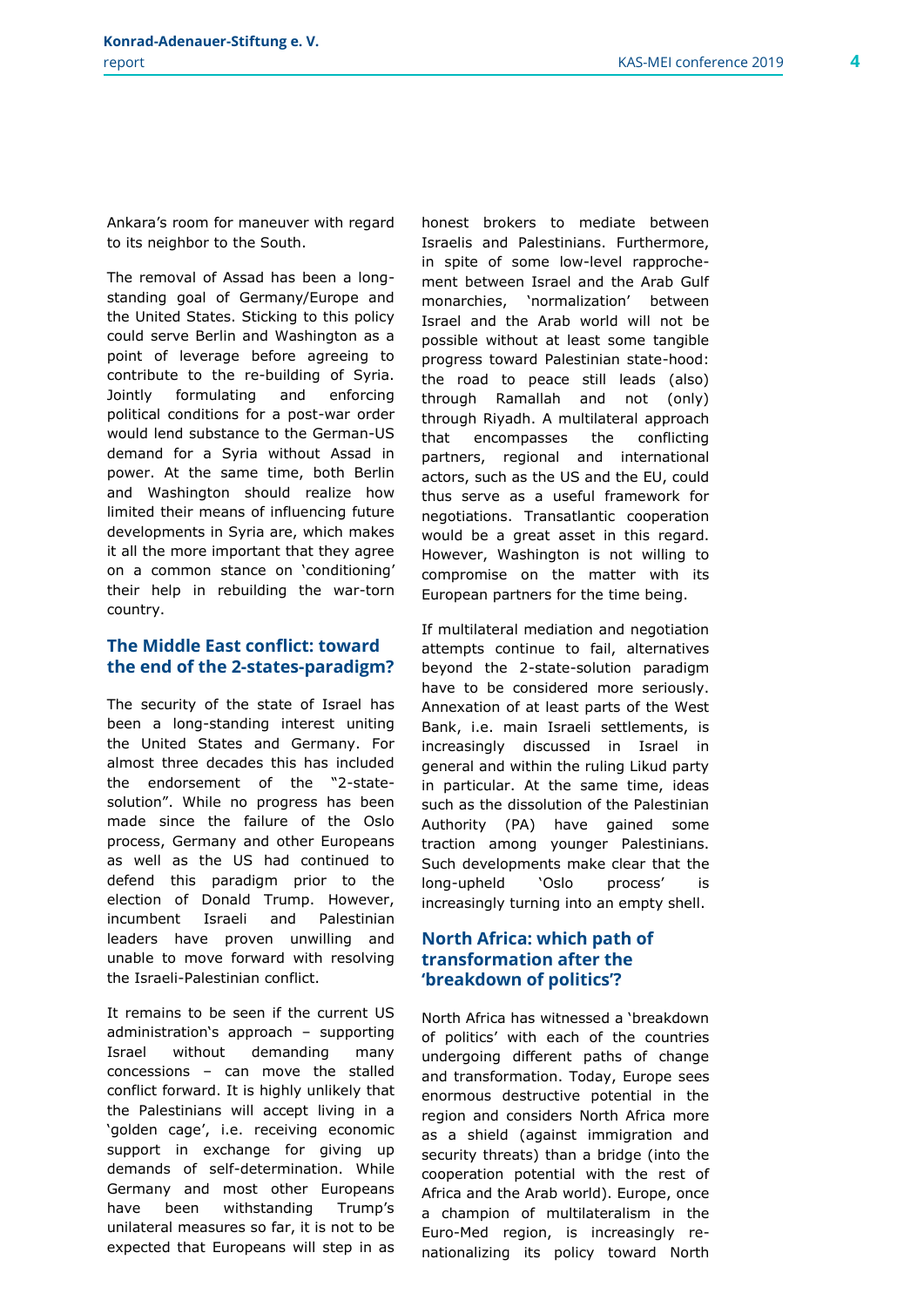Ankara's room for maneuver with regard to its neighbor to the South.

The removal of Assad has been a long-standing goal of Germany/Europe and the United States. Sticking to this policy could serve Berlin and Washington as a point of leverage before agreeing to contribute to the re-building of Syria. Jointly formulating and enforcing political conditions for a post-war order would lend substance to the German-US demand for a Syria without Assad in power. At the same time, both Berlin and Washington should realize how limited their means of influencing future developments in Syria are, which makes it all the more important that they agree on a common stance on 'conditioning' their help in rebuilding the war-torn country.

## The Middle East conflict: toward the end of the 2-states-paradigm?

The security of the state of Israel has been a long-standing interest uniting the United States and Germany. For almost three decades this has included the endorsement of the "2-state-solution". While no progress has been made since the failure of the Oslo process, Germany and other Europeans as well as the US had continued to defend this paradigm prior to the election of Donald Trump. However, incumbent Israeli and Palestinian leaders have proven unwilling and unable to move forward with resolving the Israeli-Palestinian conflict.

It remains to be seen if the current US administration's approach – supporting Israel without demanding many concessions – can move the stalled conflict forward. It is highly unlikely that the Palestinians will accept living in a 'golden cage', i.e. receiving economic support in exchange for giving up demands of self-determination. While Germany and most other Europeans have been withstanding Trump's unilateral measures so far, it is not to be expected that Europeans will step in as honest brokers to mediate between Israelis and Palestinians. Furthermore, in spite of some low-level rapprochement between Israel and the Arab Gulf monarchies, 'normalization' between Israel and the Arab world will not be possible without at least some tangible progress toward Palestinian state-hood: the road to peace still leads (also) through Ramallah and not (only) through Riyadh. A multilateral approach that encompasses the conflicting partners, regional and international actors, such as the US and the EU, could thus serve as a useful framework for negotiations. Transatlantic cooperation would be a great asset in this regard. However, Washington is not willing to compromise on the matter with its European partners for the time being.

If multilateral mediation and negotiation attempts continue to fail, alternatives beyond the 2-state-solution paradigm have to be considered more seriously. Annexation of at least parts of the West Bank, i.e. main Israeli settlements, is increasingly discussed in Israel in general and within the ruling Likud party in particular. At the same time, ideas such as the dissolution of the Palestinian Authority (PA) have gained some traction among younger Palestinians. Such developments make clear that the long-upheld 'Oslo process' is increasingly turning into an empty shell.

## North Africa: which path of transformation after the 'breakdown of politics'?

North Africa has witnessed a 'breakdown of politics' with each of the countries undergoing different paths of change and transformation. Today, Europe sees enormous destructive potential in the region and considers North Africa more as a shield (against immigration and security threats) than a bridge (into the cooperation potential with the rest of Africa and the Arab world). Europe, once a champion of multilateralism in the Euro-Med region, is increasingly re-nationalizing its policy toward North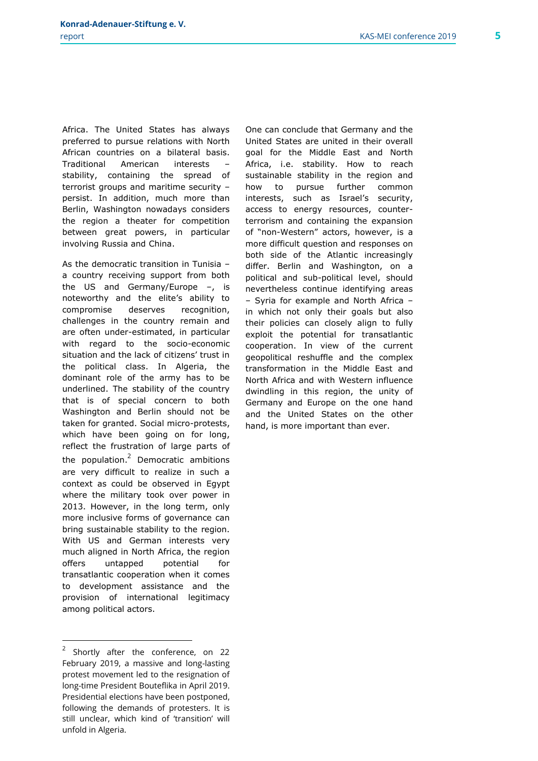Africa. The United States has always preferred to pursue relations with North African countries on a bilateral basis. Traditional American interests – stability, containing the spread of terrorist groups and maritime security – persist. In addition, much more than Berlin, Washington nowadays considers the region a theater for competition between great powers, in particular involving Russia and China.

As the democratic transition in Tunisia – a country receiving support from both the US and Germany/Europe –, is noteworthy and the elite's ability to compromise deserves recognition, challenges in the country remain and are often under-estimated, in particular with regard to the socio-economic situation and the lack of citizens' trust in the political class. In Algeria, the dominant role of the army has to be underlined. The stability of the country that is of special concern to both Washington and Berlin should not be taken for granted. Social micro-protests, which have been going on for long, reflect the frustration of large parts of the population.[2] Democratic ambitions are very difficult to realize in such a context as could be observed in Egypt where the military took over power in 2013. However, in the long term, only more inclusive forms of governance can bring sustainable stability to the region. With US and German interests very much aligned in North Africa, the region offers untapped potential for transatlantic cooperation when it comes to development assistance and the provision of international legitimacy among political actors.

One can conclude that Germany and the United States are united in their overall goal for the Middle East and North Africa, i.e. stability. How to reach sustainable stability in the region and how to pursue further common interests, such as Israel's security, access to energy resources, counter-terrorism and containing the expansion of "non-Western" actors, however, is a more difficult question and responses on both side of the Atlantic increasingly differ. Berlin and Washington, on a political and sub-political level, should nevertheless continue identifying areas – Syria for example and North Africa – in which not only their goals but also their policies can closely align to fully exploit the potential for transatlantic cooperation. In view of the current geopolitical reshuffle and the complex transformation in the Middle East and North Africa and with Western influence dwindling in this region, the unity of Germany and Europe on the one hand and the United States on the other hand, is more important than ever.

---

[2] Shortly after the conference, on 22 February 2019, a massive and long-lasting protest movement led to the resignation of long-time President Bouteflika in April 2019. Presidential elections have been postponed, following the demands of protesters. It is still unclear, which kind of 'transition' will unfold in Algeria.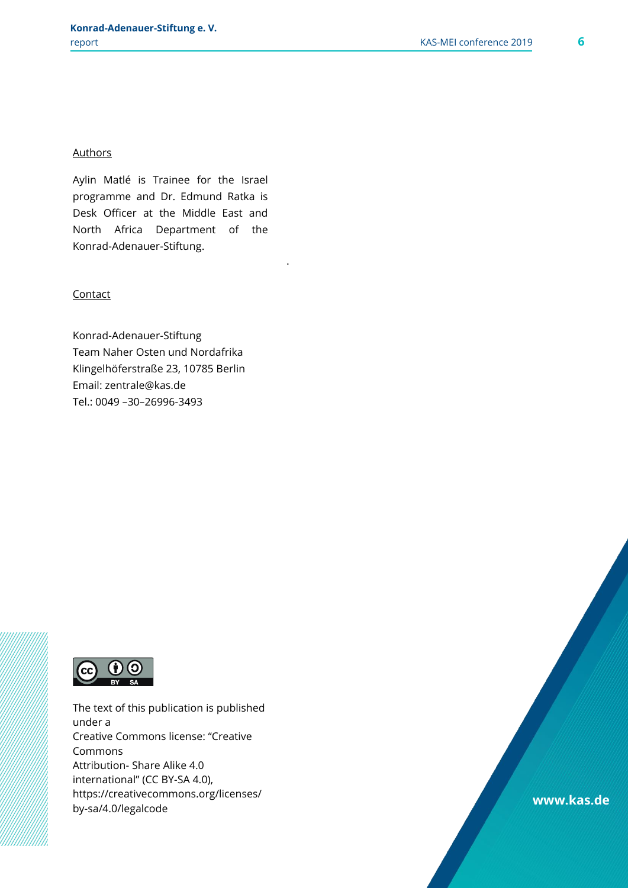Authors

Aylin Matlé is Trainee for the Israel programme and Dr. Edmund Ratka is Desk Officer at the Middle East and North Africa Department of the Konrad-Adenauer-Stiftung.

Contact

Konrad-Adenauer-Stiftung
Team Naher Osten und Nordafrika
Klingelhöferstraße 23, 10785 Berlin
Email: zentrale@kas.de
Tel.: 0049 –30–26996-3493

The text of this publication is published under a Creative Commons license: "Creative Commons Attribution- Share Alike 4.0 international" (CC BY-SA 4.0), https://creativecommons.org/licenses/by-sa/4.0/legalcode

www.kas.de